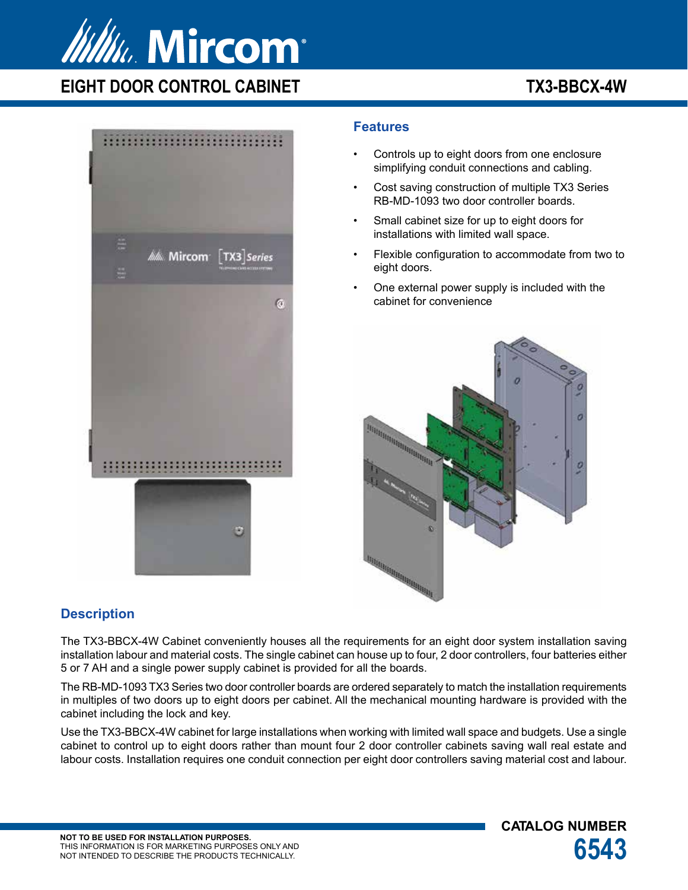# Mircom

## EIGHT DOOR CONTROL CABINET

## TX3-BBCX-4W

### Features

- Controls up to eight doors from one enclosure simplifying conduit connections and cabling.
- Cost saving construction of multiple TX3 Series RB-MD-1093 two door controller boards.
- Small cabinet size for up to eight doors for installations with limited wall space.
- Flexible configuration to accommodate from two to eight doors.
- One external power supply is included with the cabinet for convenience

### Description

The TX3-BBCX-4W Cabinet conveniently houses all the requirements for an eight door system installation saving installation labour and material costs. The single cabinet can house up to four, 2 door controllers, four batteries either 5 or 7 AH and a single power supply cabinet is provided for all the boards.

The RB-MD-1093 TX3 Series two door controller boards are ordered separately to match the installation requirements in multiples of two doors up to eight doors per cabinet. All the mechanical mounting hardware is provided with the cabinet including the lock and key.

Use the TX3-BBCX-4W cabinet for large installations when working with limited wall space and budgets. Use a single cabinet to control up to eight doors rather than mount four 2 door controller cabinets saving wall real estate and labour costs. Installation requires one conduit connection per eight door controllers saving material cost and labour.

**NOT TO BE USED FOR INSTALLATION PURPOSES.**
THIS INFORMATION IS FOR MARKETING PURPOSES ONLY AND NOT INTENDED TO DESCRIBE THE PRODUCTS TECHNICALLY.

**CATALOG NUMBER**
**6543**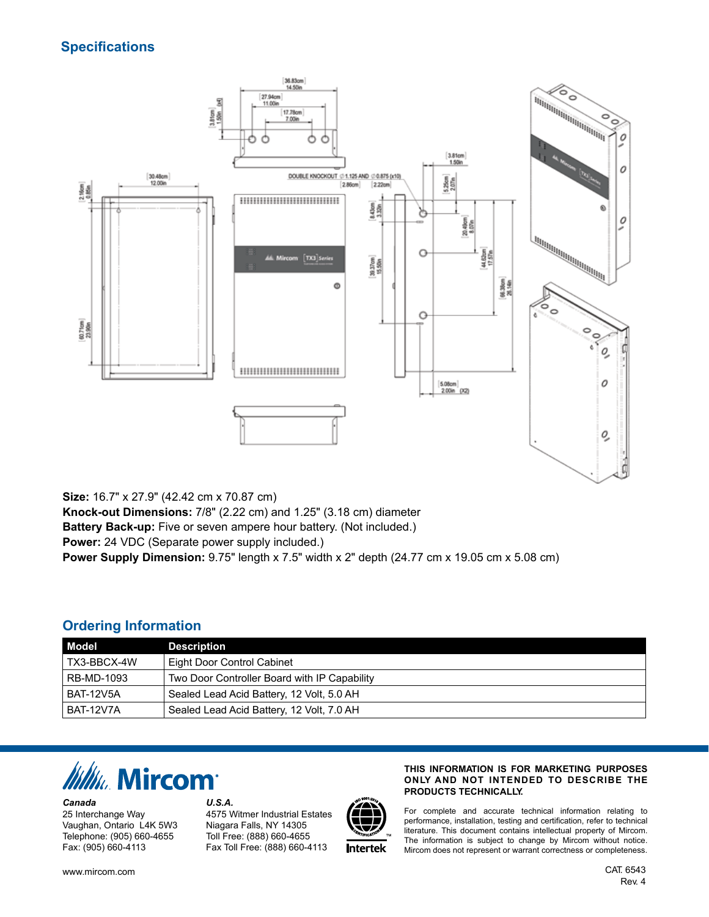## Specifications

[36.83cm]
14.50in

[27.94cm]
11.00in

[17.78cm]
7.00in

[3.81cm]
1.50in (x4)

[30.48cm]
12.00in

[2.16cm]
0.85in

[60.71cm]
23.90in

DOUBLE KNOCKOUT Ø1.125 AND Ø0.875 (x10)

[2.86cm]

[2.22cm]

[8.43cm]
3.32in

[39.37cm]
15.50in

[3.81cm]
1.50in

[5.25cm]
2.07in

[20.49cm]
8.07in

[44.62cm]
17.57in

[66.38cm]
26.14in

[5.08cm]
2.00in (X2)

Mircom TX3 Series

**Size:** 16.7" x 27.9" (42.42 cm x 70.87 cm)
**Knock-out Dimensions:** 7/8" (2.22 cm) and 1.25" (3.18 cm) diameter
**Battery Back-up:** Five or seven ampere hour battery. (Not included.)
**Power:** 24 VDC (Separate power supply included.)
**Power Supply Dimension:** 9.75" length x 7.5" width x 2" depth (24.77 cm x 19.05 cm x 5.08 cm)

## Ordering Information

| Model | Description |
|---|---|
| TX3-BBCX-4W | Eight Door Control Cabinet |
| RB-MD-1093 | Two Door Controller Board with IP Capability |
| BAT-12V5A | Sealed Lead Acid Battery, 12 Volt, 5.0 AH |
| BAT-12V7A | Sealed Lead Acid Battery, 12 Volt, 7.0 AH |

Mircom

***Canada***
25 Interchange Way
Vaughan, Ontario L4K 5W3
Telephone: (905) 660-4655
Fax: (905) 660-4113

***U.S.A.***
4575 Witmer Industrial Estates
Niagara Falls, NY 14305
Toll Free: (888) 660-4655
Fax Toll Free: (888) 660-4113

ISO 9001:2015 CERTIFICATION Intertek

**THIS INFORMATION IS FOR MARKETING PURPOSES ONLY AND NOT INTENDED TO DESCRIBE THE PRODUCTS TECHNICALLY.**

For complete and accurate technical information relating to performance, installation, testing and certification, refer to technical literature. This document contains intellectual property of Mircom. The information is subject to change by Mircom without notice. Mircom does not represent or warrant correctness or completeness.

www.mircom.com

CAT. 6543
Rev. 4